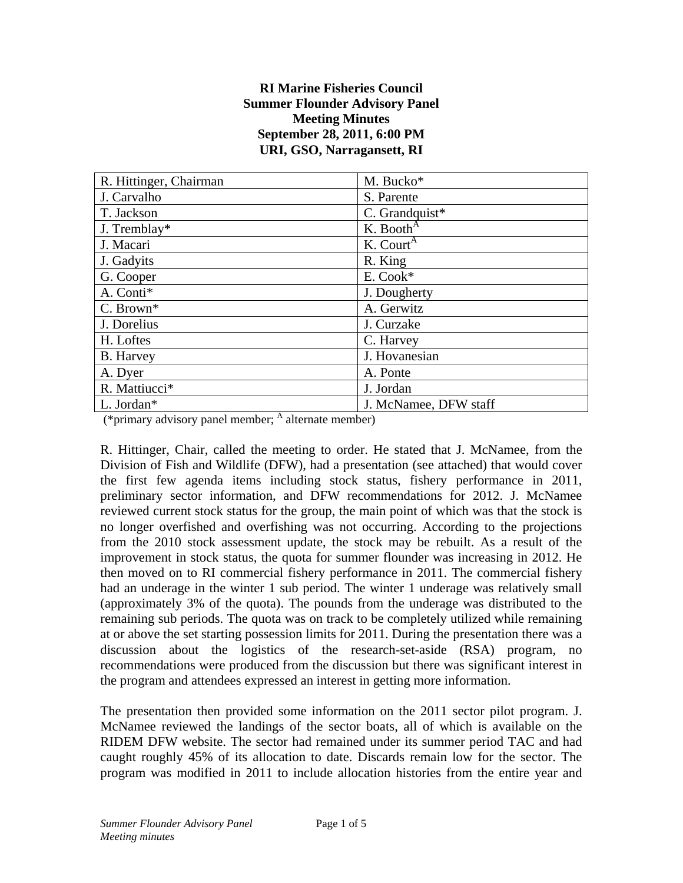**RI Marine Fisheries Council**
**Summer Flounder Advisory Panel**
**Meeting Minutes**
**September 28, 2011, 6:00 PM**
**URI, GSO, Narragansett, RI**

| | |
|---|---|
| R. Hittinger, Chairman | M. Bucko* |
| J. Carvalho | S. Parente |
| T. Jackson | C. Grandquist* |
| J. Tremblay* | K. Booth[A] |
| J. Macari | K. Court[A] |
| J. Gadyits | R. King |
| G. Cooper | E. Cook* |
| A. Conti* | J. Dougherty |
| C. Brown* | A. Gerwitz |
| J. Dorelius | J. Curzake |
| H. Loftes | C. Harvey |
| B. Harvey | J. Hovanesian |
| A. Dyer | A. Ponte |
| R. Mattiucci* | J. Jordan |
| L. Jordan* | J. McNamee, DFW staff |

(*primary advisory panel member; [A] alternate member)

R. Hittinger, Chair, called the meeting to order. He stated that J. McNamee, from the Division of Fish and Wildlife (DFW), had a presentation (see attached) that would cover the first few agenda items including stock status, fishery performance in 2011, preliminary sector information, and DFW recommendations for 2012. J. McNamee reviewed current stock status for the group, the main point of which was that the stock is no longer overfished and overfishing was not occurring. According to the projections from the 2010 stock assessment update, the stock may be rebuilt. As a result of the improvement in stock status, the quota for summer flounder was increasing in 2012. He then moved on to RI commercial fishery performance in 2011. The commercial fishery had an underage in the winter 1 sub period. The winter 1 underage was relatively small (approximately 3% of the quota). The pounds from the underage was distributed to the remaining sub periods. The quota was on track to be completely utilized while remaining at or above the set starting possession limits for 2011. During the presentation there was a discussion about the logistics of the research-set-aside (RSA) program, no recommendations were produced from the discussion but there was significant interest in the program and attendees expressed an interest in getting more information.

The presentation then provided some information on the 2011 sector pilot program. J. McNamee reviewed the landings of the sector boats, all of which is available on the RIDEM DFW website. The sector had remained under its summer period TAC and had caught roughly 45% of its allocation to date. Discards remain low for the sector. The program was modified in 2011 to include allocation histories from the entire year and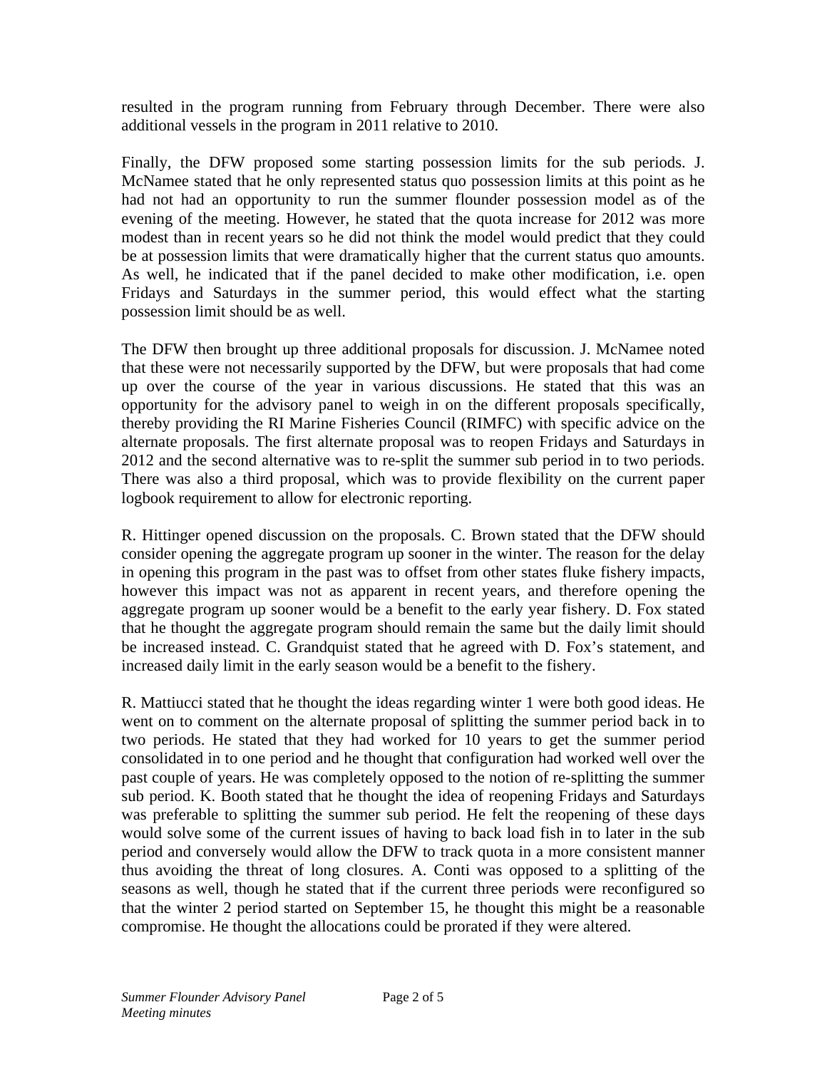resulted in the program running from February through December. There were also additional vessels in the program in 2011 relative to 2010.

Finally, the DFW proposed some starting possession limits for the sub periods. J. McNamee stated that he only represented status quo possession limits at this point as he had not had an opportunity to run the summer flounder possession model as of the evening of the meeting. However, he stated that the quota increase for 2012 was more modest than in recent years so he did not think the model would predict that they could be at possession limits that were dramatically higher that the current status quo amounts. As well, he indicated that if the panel decided to make other modification, i.e. open Fridays and Saturdays in the summer period, this would effect what the starting possession limit should be as well.

The DFW then brought up three additional proposals for discussion. J. McNamee noted that these were not necessarily supported by the DFW, but were proposals that had come up over the course of the year in various discussions. He stated that this was an opportunity for the advisory panel to weigh in on the different proposals specifically, thereby providing the RI Marine Fisheries Council (RIMFC) with specific advice on the alternate proposals. The first alternate proposal was to reopen Fridays and Saturdays in 2012 and the second alternative was to re-split the summer sub period in to two periods. There was also a third proposal, which was to provide flexibility on the current paper logbook requirement to allow for electronic reporting.

R. Hittinger opened discussion on the proposals. C. Brown stated that the DFW should consider opening the aggregate program up sooner in the winter. The reason for the delay in opening this program in the past was to offset from other states fluke fishery impacts, however this impact was not as apparent in recent years, and therefore opening the aggregate program up sooner would be a benefit to the early year fishery. D. Fox stated that he thought the aggregate program should remain the same but the daily limit should be increased instead. C. Grandquist stated that he agreed with D. Fox's statement, and increased daily limit in the early season would be a benefit to the fishery.

R. Mattiucci stated that he thought the ideas regarding winter 1 were both good ideas. He went on to comment on the alternate proposal of splitting the summer period back in to two periods. He stated that they had worked for 10 years to get the summer period consolidated in to one period and he thought that configuration had worked well over the past couple of years. He was completely opposed to the notion of re-splitting the summer sub period. K. Booth stated that he thought the idea of reopening Fridays and Saturdays was preferable to splitting the summer sub period. He felt the reopening of these days would solve some of the current issues of having to back load fish in to later in the sub period and conversely would allow the DFW to track quota in a more consistent manner thus avoiding the threat of long closures. A. Conti was opposed to a splitting of the seasons as well, though he stated that if the current three periods were reconfigured so that the winter 2 period started on September 15, he thought this might be a reasonable compromise. He thought the allocations could be prorated if they were altered.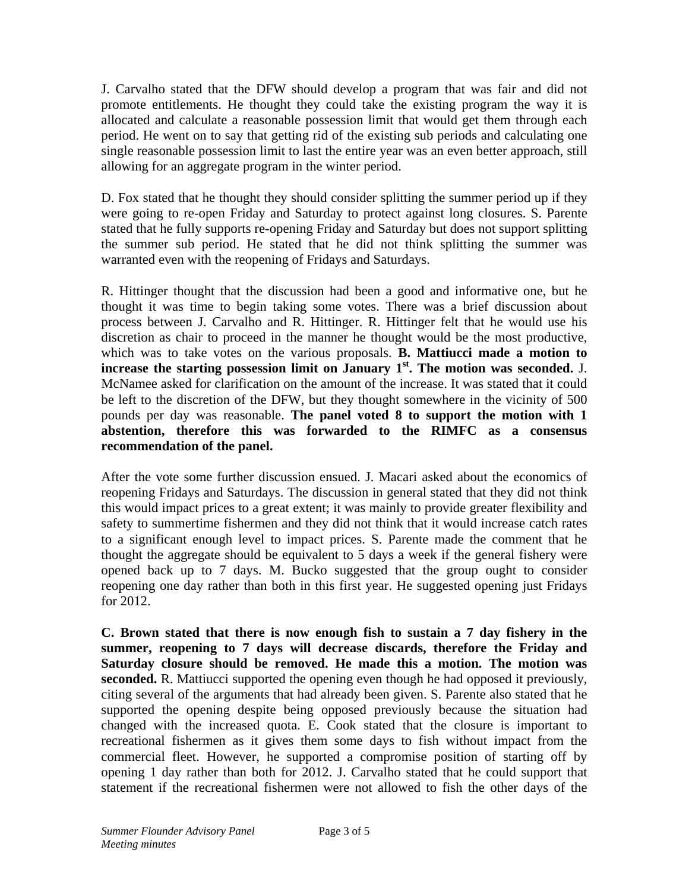J. Carvalho stated that the DFW should develop a program that was fair and did not promote entitlements. He thought they could take the existing program the way it is allocated and calculate a reasonable possession limit that would get them through each period. He went on to say that getting rid of the existing sub periods and calculating one single reasonable possession limit to last the entire year was an even better approach, still allowing for an aggregate program in the winter period.

D. Fox stated that he thought they should consider splitting the summer period up if they were going to re-open Friday and Saturday to protect against long closures. S. Parente stated that he fully supports re-opening Friday and Saturday but does not support splitting the summer sub period. He stated that he did not think splitting the summer was warranted even with the reopening of Fridays and Saturdays.

R. Hittinger thought that the discussion had been a good and informative one, but he thought it was time to begin taking some votes. There was a brief discussion about process between J. Carvalho and R. Hittinger. R. Hittinger felt that he would use his discretion as chair to proceed in the manner he thought would be the most productive, which was to take votes on the various proposals. **B. Mattiucci made a motion to increase the starting possession limit on January 1st. The motion was seconded.** J. McNamee asked for clarification on the amount of the increase. It was stated that it could be left to the discretion of the DFW, but they thought somewhere in the vicinity of 500 pounds per day was reasonable. **The panel voted 8 to support the motion with 1 abstention, therefore this was forwarded to the RIMFC as a consensus recommendation of the panel.**

After the vote some further discussion ensued. J. Macari asked about the economics of reopening Fridays and Saturdays. The discussion in general stated that they did not think this would impact prices to a great extent; it was mainly to provide greater flexibility and safety to summertime fishermen and they did not think that it would increase catch rates to a significant enough level to impact prices. S. Parente made the comment that he thought the aggregate should be equivalent to 5 days a week if the general fishery were opened back up to 7 days. M. Bucko suggested that the group ought to consider reopening one day rather than both in this first year. He suggested opening just Fridays for 2012.

**C. Brown stated that there is now enough fish to sustain a 7 day fishery in the summer, reopening to 7 days will decrease discards, therefore the Friday and Saturday closure should be removed. He made this a motion. The motion was seconded.** R. Mattiucci supported the opening even though he had opposed it previously, citing several of the arguments that had already been given. S. Parente also stated that he supported the opening despite being opposed previously because the situation had changed with the increased quota. E. Cook stated that the closure is important to recreational fishermen as it gives them some days to fish without impact from the commercial fleet. However, he supported a compromise position of starting off by opening 1 day rather than both for 2012. J. Carvalho stated that he could support that statement if the recreational fishermen were not allowed to fish the other days of the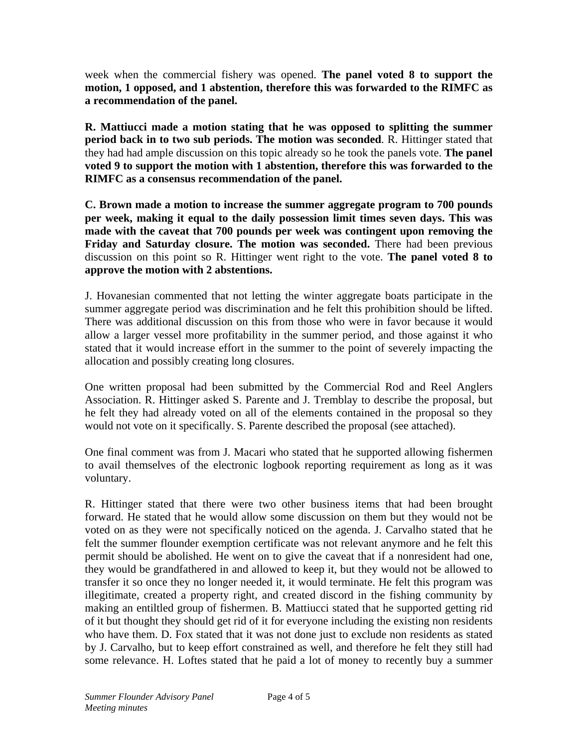week when the commercial fishery was opened. **The panel voted 8 to support the motion, 1 opposed, and 1 abstention, therefore this was forwarded to the RIMFC as a recommendation of the panel.**

**R. Mattiucci made a motion stating that he was opposed to splitting the summer period back in to two sub periods. The motion was seconded**. R. Hittinger stated that they had had ample discussion on this topic already so he took the panels vote. **The panel voted 9 to support the motion with 1 abstention, therefore this was forwarded to the RIMFC as a consensus recommendation of the panel.**

**C. Brown made a motion to increase the summer aggregate program to 700 pounds per week, making it equal to the daily possession limit times seven days. This was made with the caveat that 700 pounds per week was contingent upon removing the Friday and Saturday closure. The motion was seconded.** There had been previous discussion on this point so R. Hittinger went right to the vote. **The panel voted 8 to approve the motion with 2 abstentions.**

J. Hovanesian commented that not letting the winter aggregate boats participate in the summer aggregate period was discrimination and he felt this prohibition should be lifted. There was additional discussion on this from those who were in favor because it would allow a larger vessel more profitability in the summer period, and those against it who stated that it would increase effort in the summer to the point of severely impacting the allocation and possibly creating long closures.

One written proposal had been submitted by the Commercial Rod and Reel Anglers Association. R. Hittinger asked S. Parente and J. Tremblay to describe the proposal, but he felt they had already voted on all of the elements contained in the proposal so they would not vote on it specifically. S. Parente described the proposal (see attached).

One final comment was from J. Macari who stated that he supported allowing fishermen to avail themselves of the electronic logbook reporting requirement as long as it was voluntary.

R. Hittinger stated that there were two other business items that had been brought forward. He stated that he would allow some discussion on them but they would not be voted on as they were not specifically noticed on the agenda. J. Carvalho stated that he felt the summer flounder exemption certificate was not relevant anymore and he felt this permit should be abolished. He went on to give the caveat that if a nonresident had one, they would be grandfathered in and allowed to keep it, but they would not be allowed to transfer it so once they no longer needed it, it would terminate. He felt this program was illegitimate, created a property right, and created discord in the fishing community by making an entiltled group of fishermen. B. Mattiucci stated that he supported getting rid of it but thought they should get rid of it for everyone including the existing non residents who have them. D. Fox stated that it was not done just to exclude non residents as stated by J. Carvalho, but to keep effort constrained as well, and therefore he felt they still had some relevance. H. Loftes stated that he paid a lot of money to recently buy a summer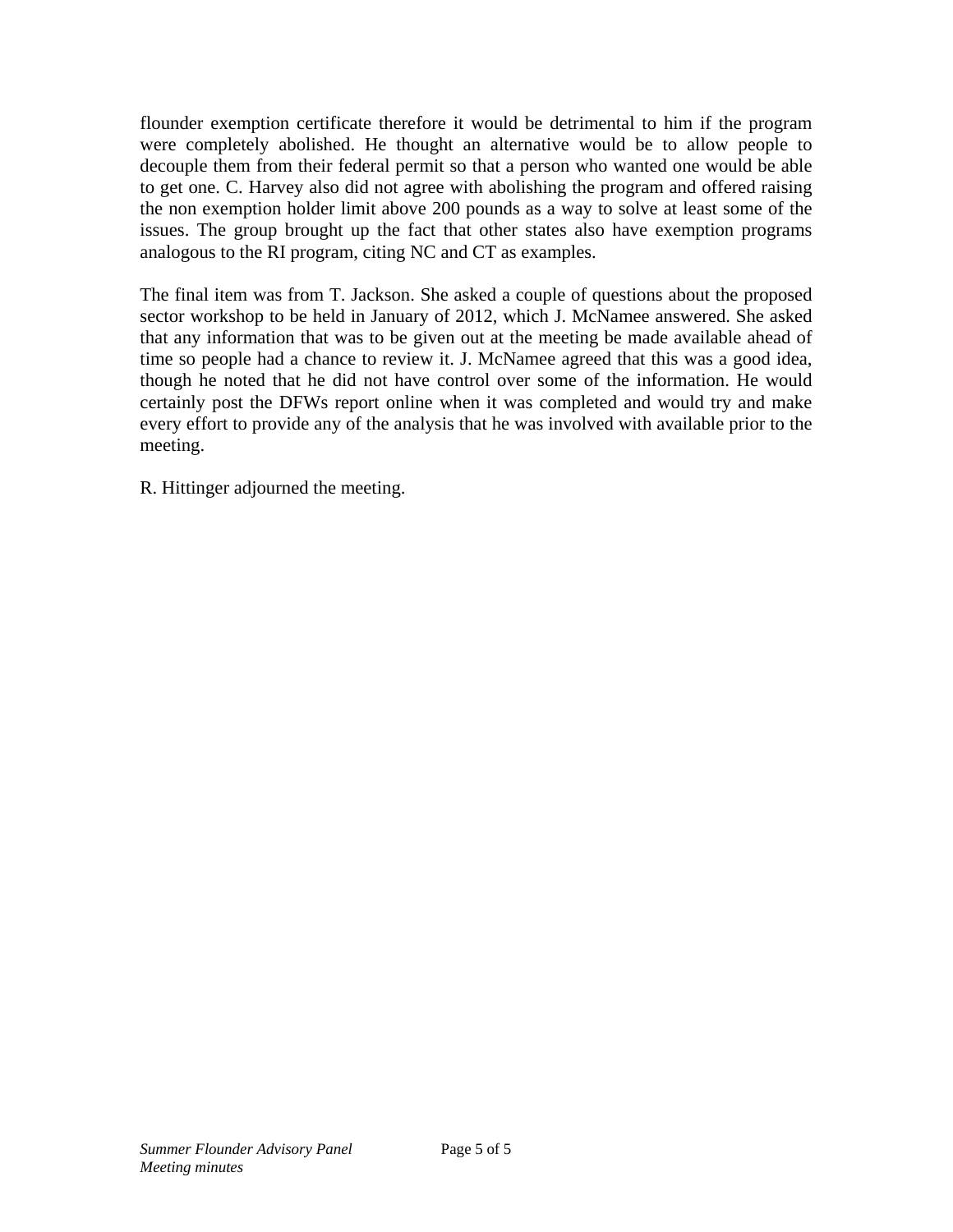flounder exemption certificate therefore it would be detrimental to him if the program were completely abolished. He thought an alternative would be to allow people to decouple them from their federal permit so that a person who wanted one would be able to get one. C. Harvey also did not agree with abolishing the program and offered raising the non exemption holder limit above 200 pounds as a way to solve at least some of the issues. The group brought up the fact that other states also have exemption programs analogous to the RI program, citing NC and CT as examples.

The final item was from T. Jackson. She asked a couple of questions about the proposed sector workshop to be held in January of 2012, which J. McNamee answered. She asked that any information that was to be given out at the meeting be made available ahead of time so people had a chance to review it. J. McNamee agreed that this was a good idea, though he noted that he did not have control over some of the information. He would certainly post the DFWs report online when it was completed and would try and make every effort to provide any of the analysis that he was involved with available prior to the meeting.

R. Hittinger adjourned the meeting.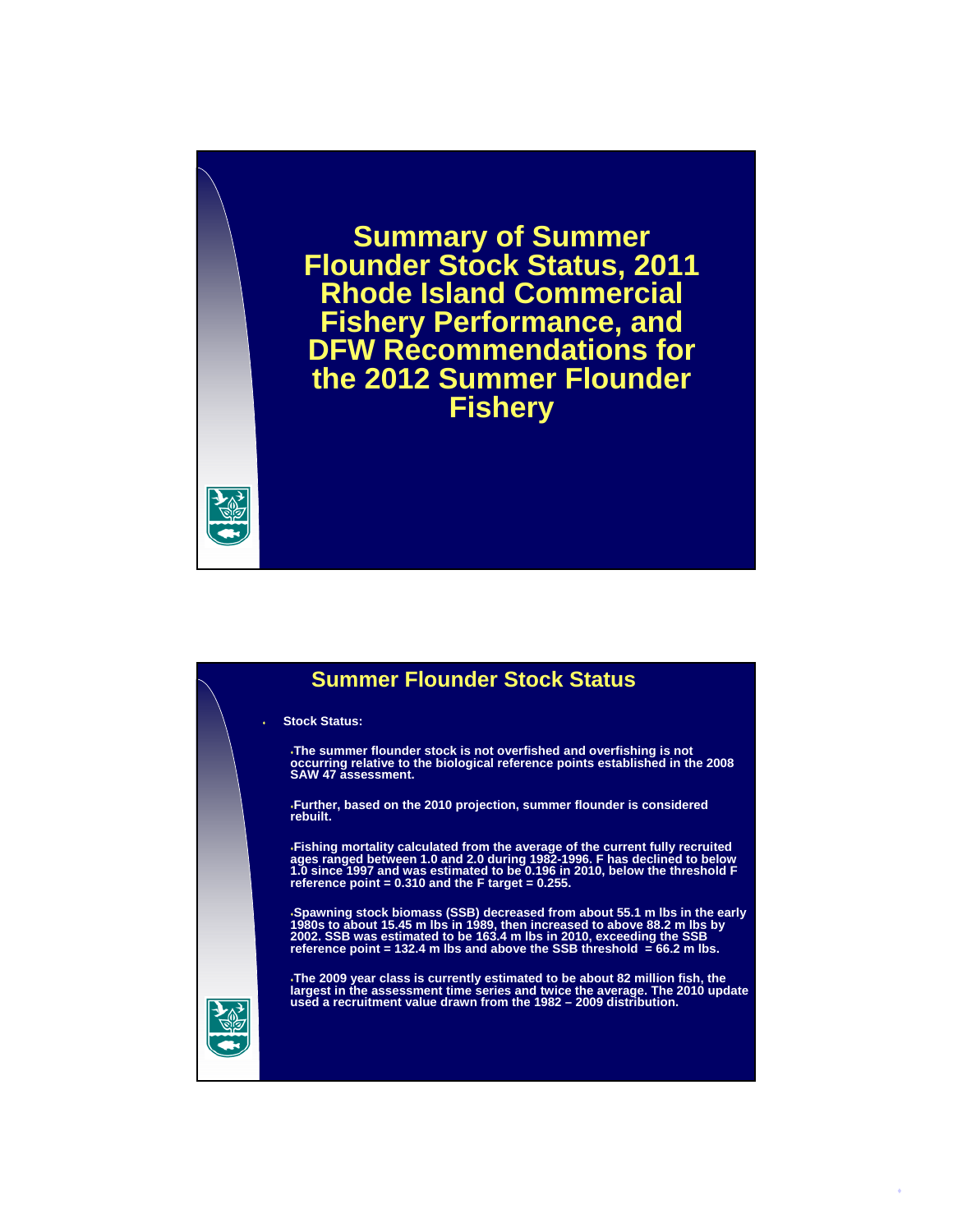# Summary of Summer Flounder Stock Status, 2011 Rhode Island Commercial Fishery Performance, and DFW Recommendations for the 2012 Summer Flounder Fishery

## Summer Flounder Stock Status

- **Stock Status:**
  - **The summer flounder stock is not overfished and overfishing is not occurring relative to the biological reference points established in the 2008 SAW 47 assessment.**
  - **Further, based on the 2010 projection, summer flounder is considered rebuilt.**
  - **Fishing mortality calculated from the average of the current fully recruited ages ranged between 1.0 and 2.0 during 1982-1996. F has declined to below 1.0 since 1997 and was estimated to be 0.196 in 2010, below the threshold F reference point = 0.310 and the F target = 0.255.**
  - **Spawning stock biomass (SSB) decreased from about 55.1 m lbs in the early 1980s to about 15.45 m lbs in 1989, then increased to above 88.2 m lbs by 2002. SSB was estimated to be 163.4 m lbs in 2010, exceeding the SSB reference point = 132.4 m lbs and above the SSB threshold = 66.2 m lbs.**
  - **The 2009 year class is currently estimated to be about 82 million fish, the largest in the assessment time series and twice the average. The 2010 update used a recruitment value drawn from the 1982 – 2009 distribution.**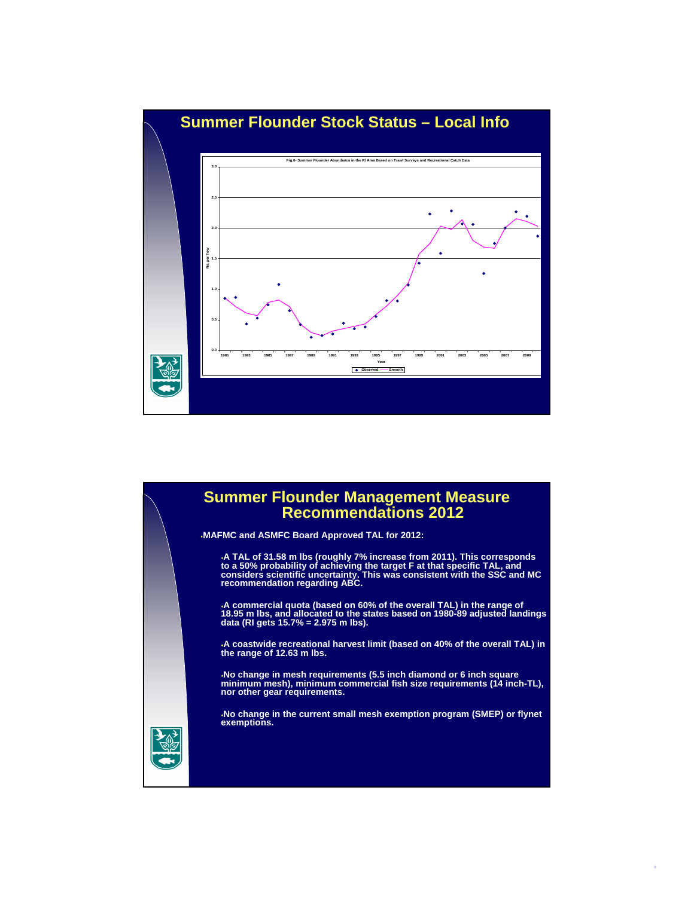# Summer Flounder Stock Status – Local Info

Fig.6- Summer Flounder Abundance in the RI Area Based on Trawl Surveys and Recreational Catch Data

# Summer Flounder Management Measure Recommendations 2012

- MAFMC and ASMFC Board Approved TAL for 2012:
  - A TAL of 31.58 m lbs (roughly 7% increase from 2011). This corresponds to a 50% probability of achieving the target F at that specific TAL, and considers scientific uncertainty. This was consistent with the SSC and MC recommendation regarding ABC.
  - A commercial quota (based on 60% of the overall TAL) in the range of 18.95 m lbs, and allocated to the states based on 1980-89 adjusted landings data (RI gets 15.7% = 2.975 m lbs).
  - A coastwide recreational harvest limit (based on 40% of the overall TAL) in the range of 12.63 m lbs.
  - No change in mesh requirements (5.5 inch diamond or 6 inch square minimum mesh), minimum commercial fish size requirements (14 inch-TL), nor other gear requirements.
  - No change in the current small mesh exemption program (SMEP) or flynet exemptions.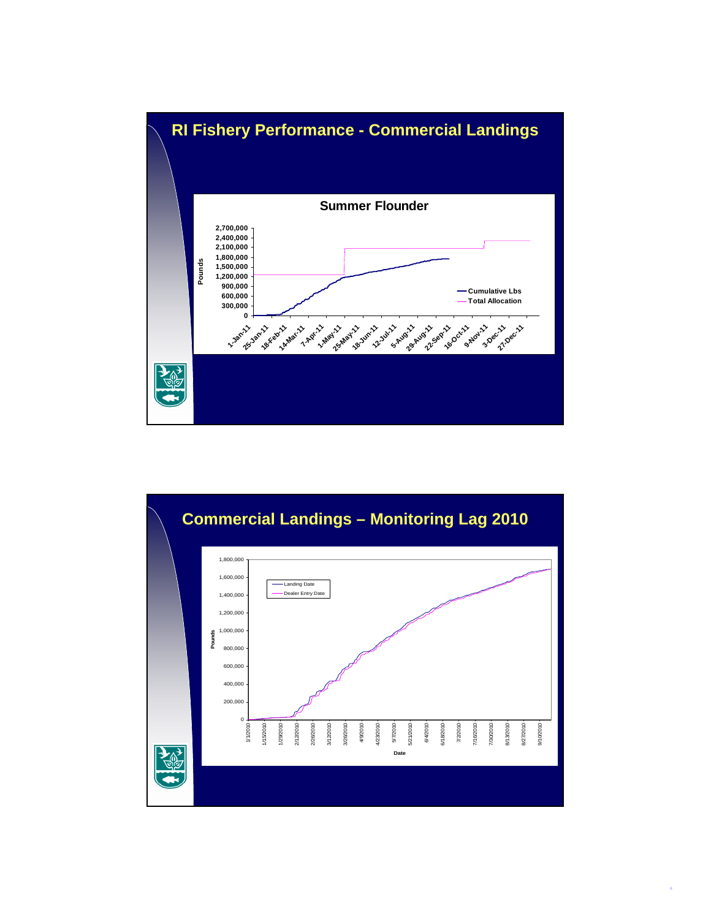# RI Fishery Performance - Commercial Landings

**Summer Flounder**

Pounds: 0, 300,000, 600,000, 900,000, 1,200,000, 1,500,000, 1,800,000, 2,100,000, 2,400,000, 2,700,000

1-Jan-11, 25-Jan-11, 18-Feb-11, 14-Mar-11, 7-Apr-11, 1-May-11, 25-May-11, 18-Jun-11, 12-Jul-11, 5-Aug-11, 29-Aug-11, 22-Sep-11, 16-Oct-11, 9-Nov-11, 3-Dec-11, 27-Dec-11

— Cumulative Lbs
— Total Allocation

# Commercial Landings – Monitoring Lag 2010

Pounds: 0, 200,000, 400,000, 600,000, 800,000, 1,000,000, 1,200,000, 1,400,000, 1,600,000, 1,800,000

Date: 1/1/2010, 1/15/2010, 1/29/2010, 2/12/2010, 2/26/2010, 3/12/2010, 3/26/2010, 4/9/2010, 4/23/2010, 5/7/2010, 5/21/2010, 6/4/2010, 6/18/2010, 7/2/2010, 7/16/2010, 7/30/2010, 8/13/2010, 8/27/2010, 9/10/2010

— Landing Date
— Dealer Entry Date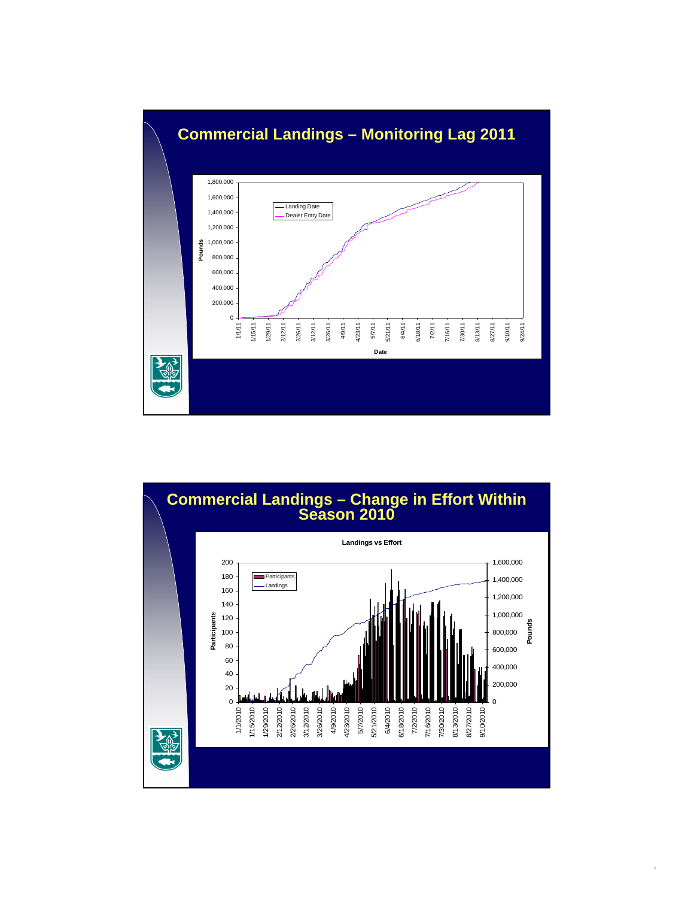# Commercial Landings – Monitoring Lag 2011

Pounds

1,800,000
1,600,000
1,400,000
1,200,000
1,000,000
800,000
600,000
400,000
200,000
0

Landing Date
Dealer Entry Date

1/1/11 1/15/11 1/29/11 2/12/11 2/26/11 3/12/11 3/26/11 4/9/11 4/23/11 5/7/11 5/21/11 6/4/11 6/18/11 7/2/11 7/16/11 7/30/11 8/13/11 8/27/11 9/10/11 9/24/11

Date

# Commercial Landings – Change in Effort Within Season 2010

Landings vs Effort

Participants

200
180
160
140
120
100
80
60
40
20
0

Participants
Landings

Pounds

1,600,000
1,400,000
1,200,000
1,000,000
800,000
600,000
400,000
200,000
0

1/1/2010 1/15/2010 1/29/2010 2/12/2010 2/26/2010 3/12/2010 3/26/2010 4/9/2010 4/23/2010 5/7/2010 5/21/2010 6/4/2010 6/18/2010 7/2/2010 7/16/2010 7/30/2010 8/13/2010 8/27/2010 9/10/2010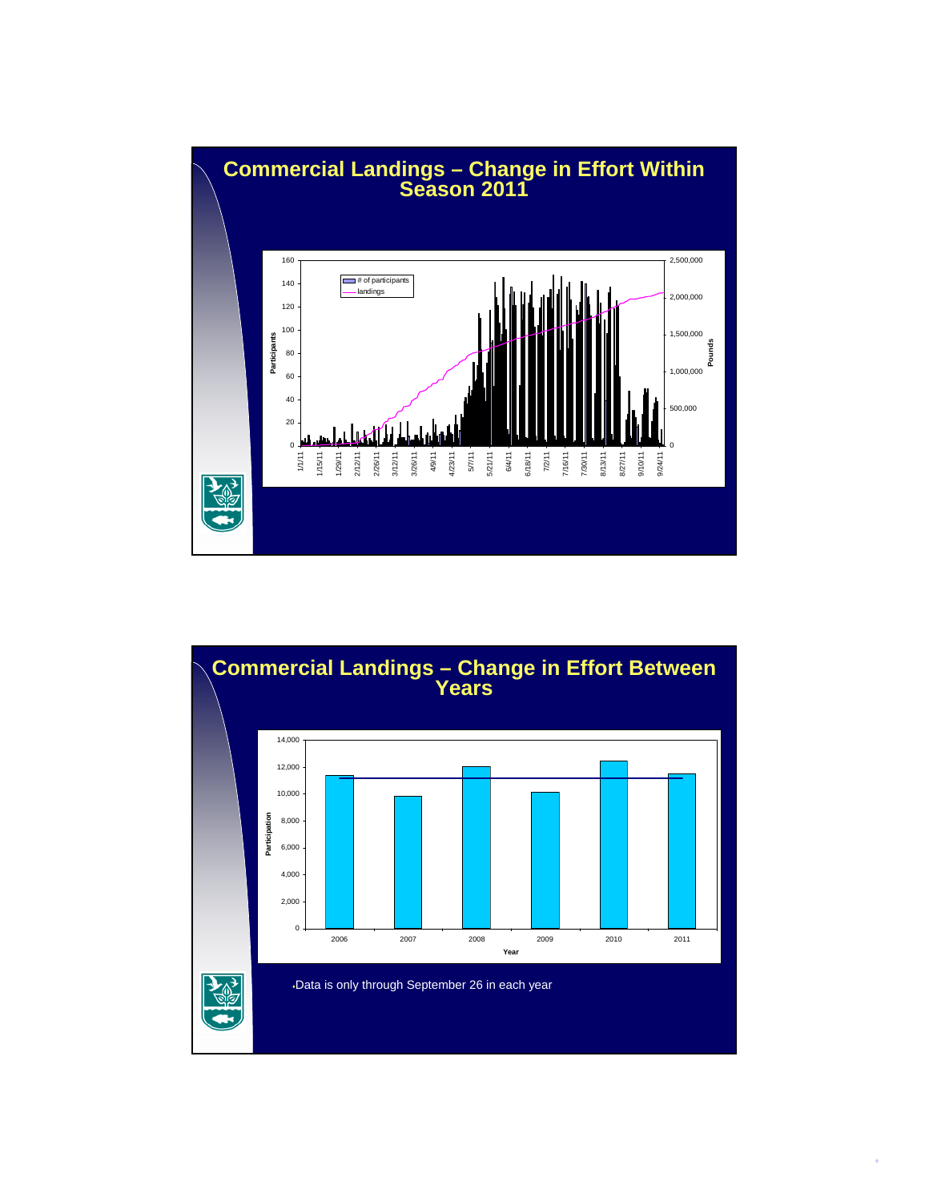## Commercial Landings – Change in Effort Within Season 2011

Participants (0–160) / Pounds (0–2,500,000)

Legend: # of participants; landings

Dates: 1/1/11, 1/15/11, 1/29/11, 2/12/11, 2/26/11, 3/12/11, 3/26/11, 4/9/11, 4/23/11, 5/7/11, 5/21/11, 6/4/11, 6/18/11, 7/2/11, 7/16/11, 7/30/11, 8/13/11, 8/27/11, 9/10/11, 9/24/11

## Commercial Landings – Change in Effort Between Years

Participation (0–14,000) by Year: 2006, 2007, 2008, 2009, 2010, 2011

- Data is only through September 26 in each year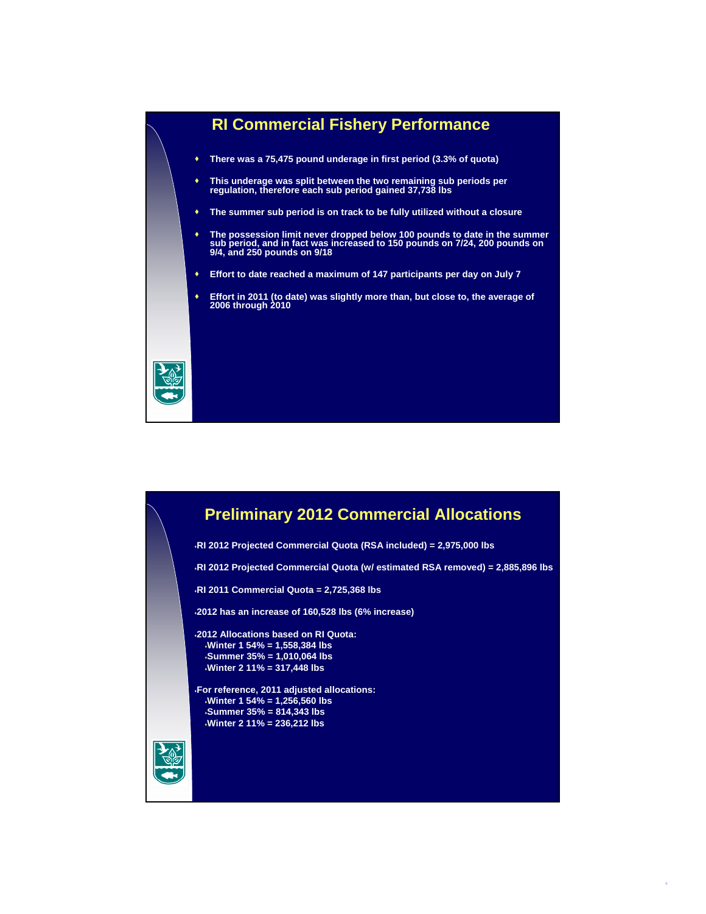## RI Commercial Fishery Performance

- There was a 75,475 pound underage in first period (3.3% of quota)
- This underage was split between the two remaining sub periods per regulation, therefore each sub period gained 37,738 lbs
- The summer sub period is on track to be fully utilized without a closure
- The possession limit never dropped below 100 pounds to date in the summer sub period, and in fact was increased to 150 pounds on 7/24, 200 pounds on 9/4, and 250 pounds on 9/18
- Effort to date reached a maximum of 147 participants per day on July 7
- Effort in 2011 (to date) was slightly more than, but close to, the average of 2006 through 2010

## Preliminary 2012 Commercial Allocations

- RI 2012 Projected Commercial Quota (RSA included) = 2,975,000 lbs
- RI 2012 Projected Commercial Quota (w/ estimated RSA removed) = 2,885,896 lbs
- RI 2011 Commercial Quota = 2,725,368 lbs
- 2012 has an increase of 160,528 lbs (6% increase)
- 2012 Allocations based on RI Quota:
  - Winter 1 54% = 1,558,384 lbs
  - Summer 35% = 1,010,064 lbs
  - Winter 2 11% = 317,448 lbs
- For reference, 2011 adjusted allocations:
  - Winter 1 54% = 1,256,560 lbs
  - Summer 35% = 814,343 lbs
  - Winter 2 11% = 236,212 lbs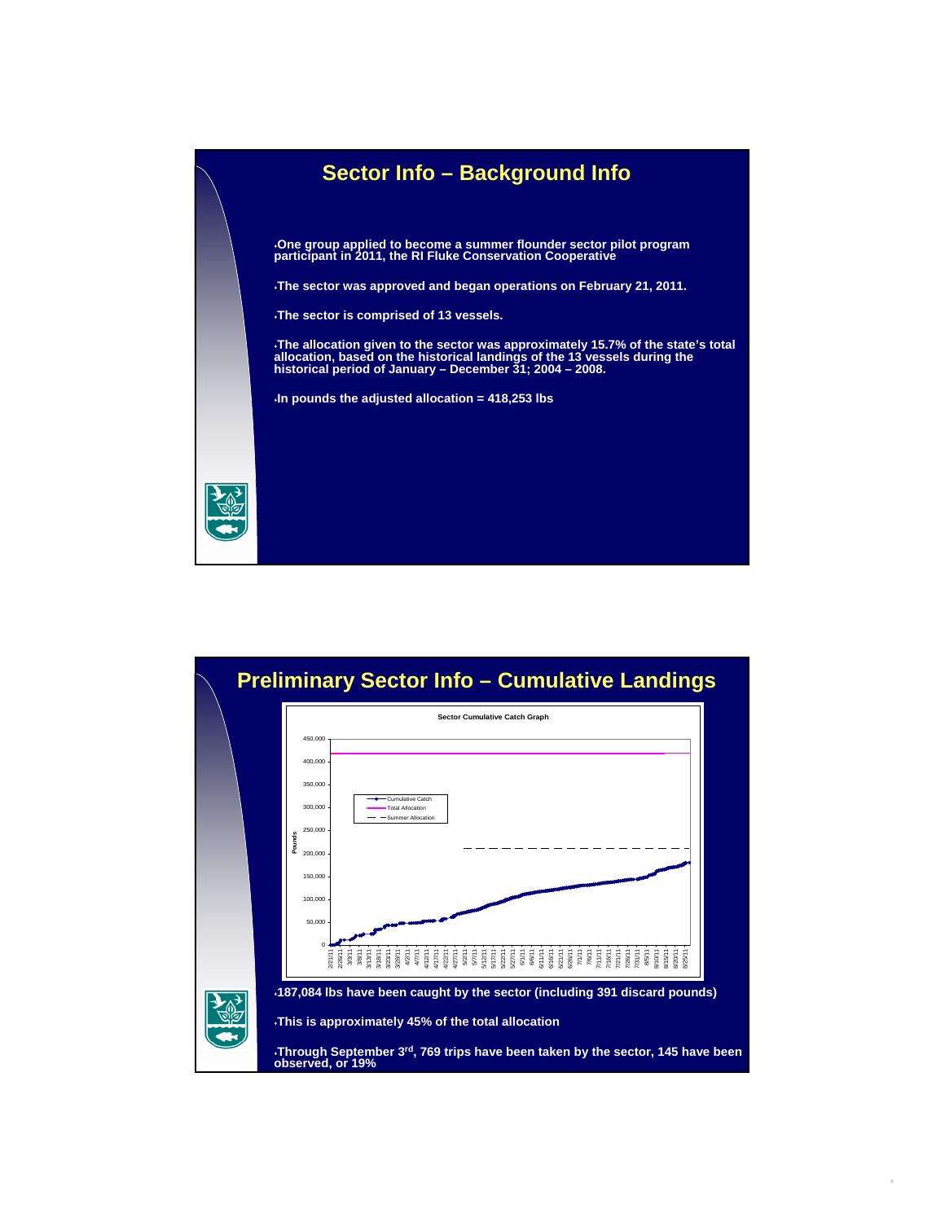## Sector Info – Background Info

- One group applied to become a summer flounder sector pilot program participant in 2011, the RI Fluke Conservation Cooperative
- The sector was approved and began operations on February 21, 2011.
- The sector is comprised of 13 vessels.
- The allocation given to the sector was approximately 15.7% of the state's total allocation, based on the historical landings of the 13 vessels during the historical period of January – December 31; 2004 – 2008.
- In pounds the adjusted allocation = 418,253 lbs

## Preliminary Sector Info – Cumulative Landings

Sector Cumulative Catch Graph

- 187,084 lbs have been caught by the sector (including 391 discard pounds)
- This is approximately 45% of the total allocation
- Through September 3rd, 769 trips have been taken by the sector, 145 have been observed, or 19%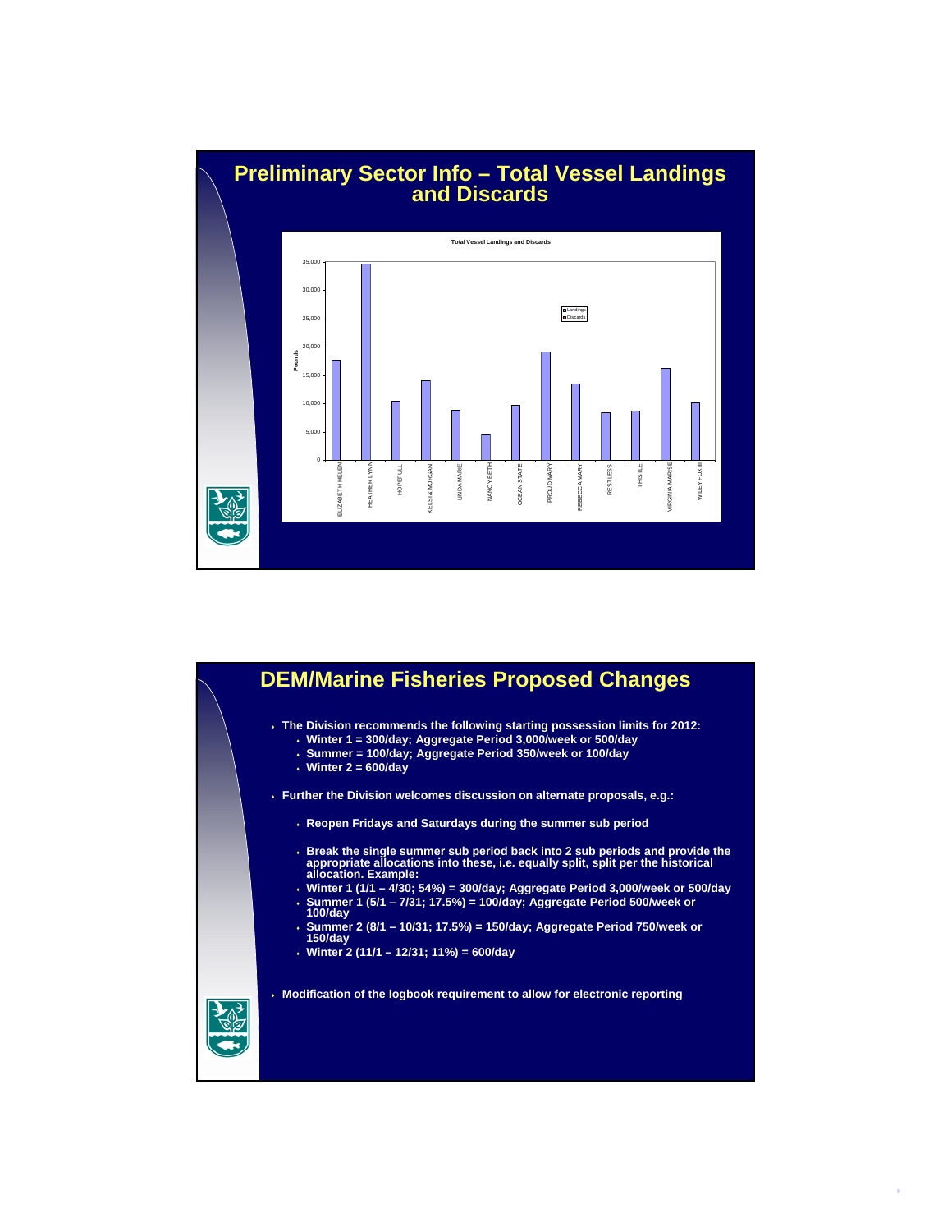## Preliminary Sector Info – Total Vessel Landings and Discards

**Total Vessel Landings and Discards**

Legend: Landings, Discards

Y-axis: Pounds (0 – 35,000)

Vessels: ELIZABETH HELEN, HEATHER LYNN, HOPEFULL, KELSI& MORGAN, LINDA MARIE, NANCY BETH, OCEAN STATE, PROUD MARY, REBECCA MARY, RESTLESS, THISTLE, VIRGINIA MARISE, WILEY FOX III

## DEM/Marine Fisheries Proposed Changes

- The Division recommends the following starting possession limits for 2012:
  - Winter 1 = 300/day; Aggregate Period 3,000/week or 500/day
  - Summer = 100/day; Aggregate Period 350/week or 100/day
  - Winter 2 = 600/day
- Further the Division welcomes discussion on alternate proposals, e.g.:
  - Reopen Fridays and Saturdays during the summer sub period
  - Break the single summer sub period back into 2 sub periods and provide the appropriate allocations into these, i.e. equally split, split per the historical allocation. Example:
  - Winter 1 (1/1 – 4/30; 54%) = 300/day; Aggregate Period 3,000/week or 500/day
  - Summer 1 (5/1 – 7/31; 17.5%) = 100/day; Aggregate Period 500/week or 100/day
  - Summer 2 (8/1 – 10/31; 17.5%) = 150/day; Aggregate Period 750/week or 150/day
  - Winter 2 (11/1 – 12/31; 11%) = 600/day
- Modification of the logbook requirement to allow for electronic reporting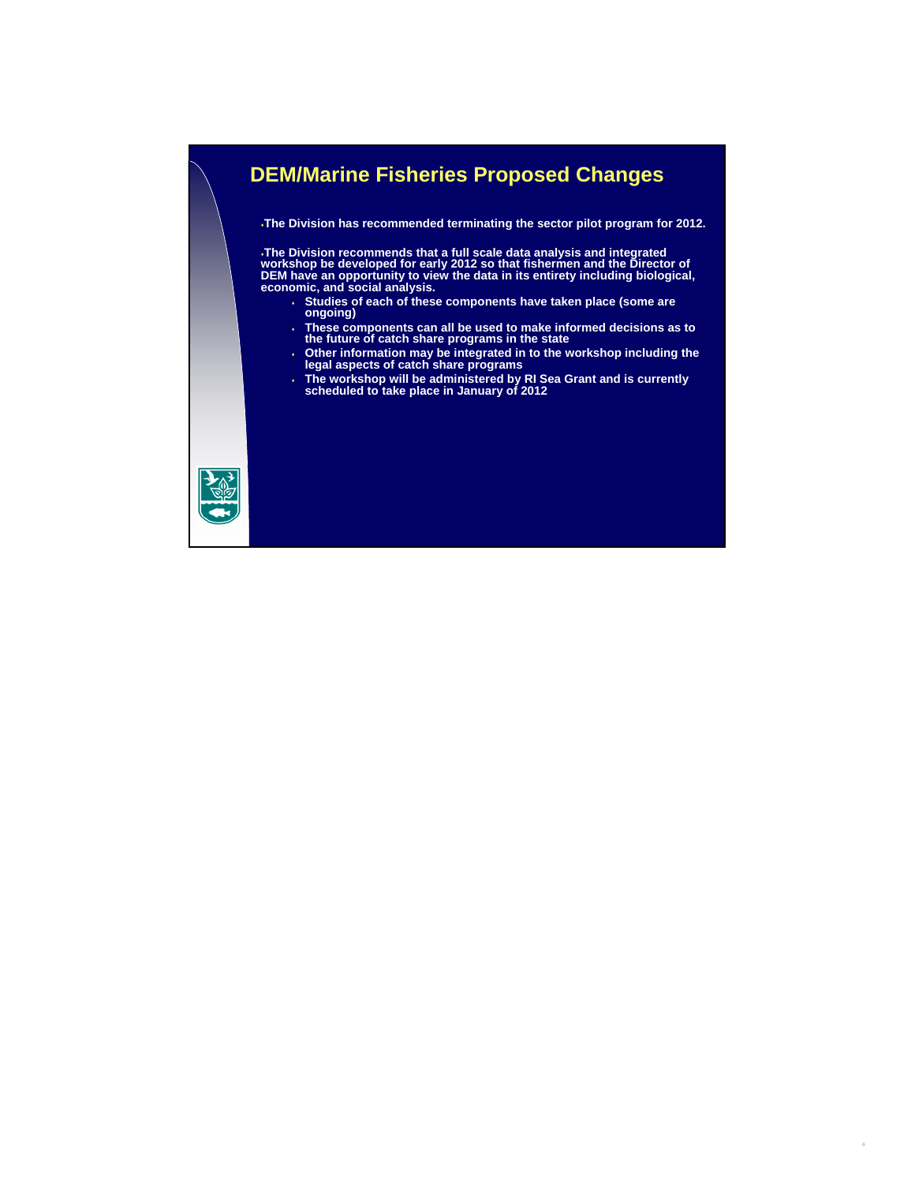# DEM/Marine Fisheries Proposed Changes

- The Division has recommended terminating the sector pilot program for 2012.

- The Division recommends that a full scale data analysis and integrated workshop be developed for early 2012 so that fishermen and the Director of DEM have an opportunity to view the data in its entirety including biological, economic, and social analysis.
  - Studies of each of these components have taken place (some are ongoing)
  - These components can all be used to make informed decisions as to the future of catch share programs in the state
  - Other information may be integrated in to the workshop including the legal aspects of catch share programs
  - The workshop will be administered by RI Sea Grant and is currently scheduled to take place in January of 2012